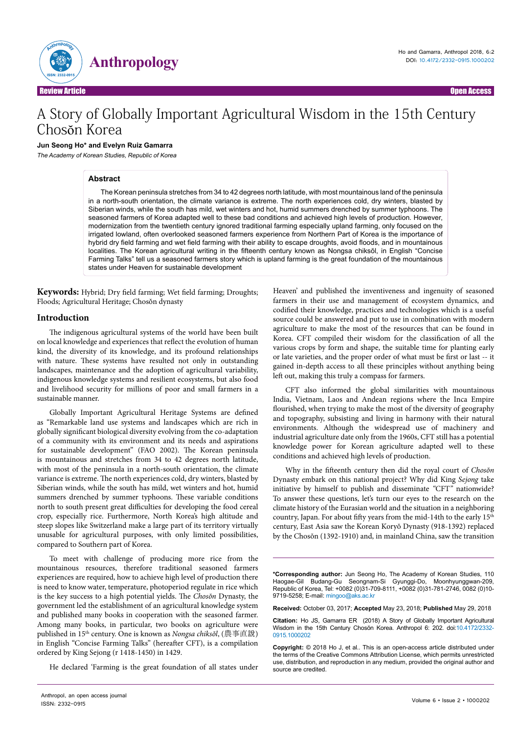Review Article

Open Access

# A Story of Globally Important Agricultural Wisdom in the 15th Century Chosŏn Korea

**Jun Seong Ho\* and Evelyn Ruiz Gamarra**

*The Academy of Korean Studies, Republic of Korea*

## Abstract

The Korean peninsula stretches from 34 to 42 degrees north latitude, with most mountainous land of the peninsula in a north-south orientation, the climate variance is extreme. The north experiences cold, dry winters, blasted by Siberian winds, while the south has mild, wet winters and hot, humid summers drenched by summer typhoons. The seasoned farmers of Korea adapted well to these bad conditions and achieved high levels of production. However, modernization from the twentieth century ignored traditional farming especially upland farming, only focused on the irrigated lowland, often overlooked seasoned farmers experience from Northern Part of Korea is the importance of hybrid dry field farming and wet field farming with their ability to escape droughts, avoid floods, and in mountainous localities. The Korean agricultural writing in the fifteenth century known as Nongsa chiksŏl, in English "Concise Farming Talks" tell us a seasoned farmers story which is upland farming is the great foundation of the mountainous states under Heaven for sustainable development

**Keywords:** Hybrid; Dry field farming; Wet field farming; Droughts; Floods; Agricultural Heritage; Chosŏn dynasty

## Introduction

The indigenous agricultural systems of the world have been built on local knowledge and experiences that reflect the evolution of human kind, the diversity of its knowledge, and its profound relationships with nature. These systems have resulted not only in outstanding landscapes, maintenance and the adoption of agricultural variability, indigenous knowledge systems and resilient ecosystems, but also food and livelihood security for millions of poor and small farmers in a sustainable manner.

Globally Important Agricultural Heritage Systems are defined as "Remarkable land use systems and landscapes which are rich in globally significant biological diversity evolving from the co-adaptation of a community with its environment and its needs and aspirations for sustainable development" (FAO 2002). The Korean peninsula is mountainous and stretches from 34 to 42 degrees north latitude, with most of the peninsula in a north-south orientation, the climate variance is extreme. The north experiences cold, dry winters, blasted by Siberian winds, while the south has mild, wet winters and hot, humid summers drenched by summer typhoons. These variable conditions north to south present great difficulties for developing the food cereal crop, especially rice. Furthermore, North Korea's high altitude and steep slopes like Switzerland make a large part of its territory virtually unusable for agricultural purposes, with only limited possibilities, compared to Southern part of Korea.

To meet with challenge of producing more rice from the mountainous resources, therefore traditional seasoned farmers experiences are required, how to achieve high level of production there is need to know water, temperature, photoperiod regulate in rice which is the key success to a high potential yields. The *Chosŏn* Dynasty, the government led the establishment of an agricultural knowledge system and published many books in cooperation with the seasoned farmer. Among many books, in particular, two books on agriculture were published in 15th century. One is known as *Nongsa chiksŏl*, (農事直說) in English "Concise Farming Talks" (hereafter CFT), is a compilation ordered by King Sejong (r 1418-1450) in 1429.

He declared 'Farming is the great foundation of all states under Heaven' and published the inventiveness and ingenuity of seasoned farmers in their use and management of ecosystem dynamics, and codified their knowledge, practices and technologies which is a useful source could be answered and put to use in combination with modern agriculture to make the most of the resources that can be found in Korea. CFT compiled their wisdom for the classification of all the various crops by form and shape, the suitable time for planting early or late varieties, and the proper order of what must be first or last -- it gained in-depth access to all these principles without anything being left out, making this truly a compass for farmers.

CFT also informed the global similarities with mountainous India, Vietnam, Laos and Andean regions where the Inca Empire flourished, when trying to make the most of the diversity of geography and topography, subsisting and living in harmony with their natural environments. Although the widespread use of machinery and industrial agriculture date only from the 1960s, CFT still has a potential knowledge power for Korean agriculture adapted well to these conditions and achieved high levels of production.

Why in the fifteenth century then did the royal court of *Chosŏn* Dynasty embark on this national project? Why did King *Sejong* take initiative by himself to publish and disseminate "CFT" nationwide? To answer these questions, let's turn our eyes to the research on the climate history of the Eurasian world and the situation in a neighboring country, Japan. For about fifty years from the mid-14th to the early 15th century, East Asia saw the Korean Koryŏ Dynasty (918-1392) replaced by the Chosŏn (1392-1910) and, in mainland China, saw the transition

---

**\*Corresponding author:** Jun Seong Ho, The Academy of Korean Studies, 110 Haogae-Gil Budang-Gu Seongnam-Si Gyunggi-Do, Moonhyunggwan-209, Republic of Korea, Tel: +0082 (0)31-709-8111, +0082 (0)31-781-2746, 0082 (0)10-9719-5258; E-mail: mingoo@aks.ac.kr

**Received:** October 03, 2017; **Accepted** May 23, 2018; **Published** May 29, 2018

**Citation:** Ho JS, Gamarra ER (2018) A Story of Globally Important Agricultural Wisdom in the 15th Century Chosŏn Korea. Anthropol 6: 202. doi:10.4172/2332-0915.1000202

**Copyright:** © 2018 Ho J, et al.. This is an open-access article distributed under the terms of the Creative Commons Attribution License, which permits unrestricted use, distribution, and reproduction in any medium, provided the original author and source are credited.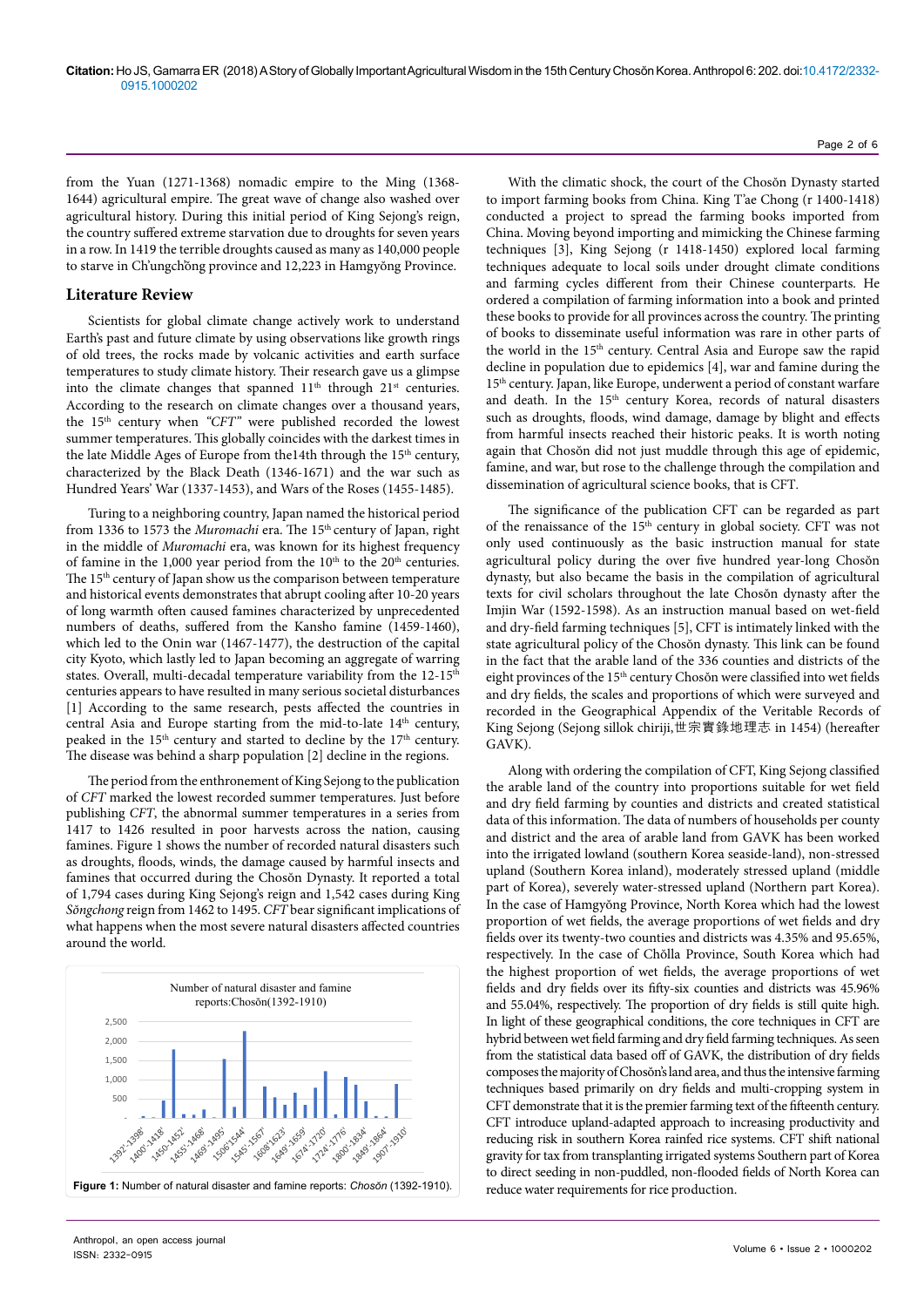from the Yuan (1271-1368) nomadic empire to the Ming (1368-1644) agricultural empire. The great wave of change also washed over agricultural history. During this initial period of King Sejong's reign, the country suffered extreme starvation due to droughts for seven years in a row. In 1419 the terrible droughts caused as many as 140,000 people to starve in Ch'ungchŏng province and 12,223 in Hamgyŏng Province.

## Literature Review

Scientists for global climate change actively work to understand Earth's past and future climate by using observations like growth rings of old trees, the rocks made by volcanic activities and earth surface temperatures to study climate history. Their research gave us a glimpse into the climate changes that spanned 11th through 21st centuries. According to the research on climate changes over a thousand years, the 15th century when *"CFT"* were published recorded the lowest summer temperatures. This globally coincides with the darkest times in the late Middle Ages of Europe from the14th through the 15th century, characterized by the Black Death (1346-1671) and the war such as Hundred Years' War (1337-1453), and Wars of the Roses (1455-1485).

Turing to a neighboring country, Japan named the historical period from 1336 to 1573 the *Muromachi* era. The 15th century of Japan, right in the middle of *Muromachi* era, was known for its highest frequency of famine in the 1,000 year period from the 10th to the 20th centuries. The 15th century of Japan show us the comparison between temperature and historical events demonstrates that abrupt cooling after 10-20 years of long warmth often caused famines characterized by unprecedented numbers of deaths, suffered from the Kansho famine (1459-1460), which led to the Onin war (1467-1477), the destruction of the capital city Kyoto, which lastly led to Japan becoming an aggregate of warring states. Overall, multi-decadal temperature variability from the 12-15th centuries appears to have resulted in many serious societal disturbances [1] According to the same research, pests affected the countries in central Asia and Europe starting from the mid-to-late 14th century, peaked in the 15th century and started to decline by the 17th century. The disease was behind a sharp population [2] decline in the regions.

The period from the enthronement of King Sejong to the publication of *CFT* marked the lowest recorded summer temperatures. Just before publishing *CFT*, the abnormal summer temperatures in a series from 1417 to 1426 resulted in poor harvests across the nation, causing famines. Figure 1 shows the number of recorded natural disasters such as droughts, floods, winds, the damage caused by harmful insects and famines that occurred during the Chosŏn Dynasty. It reported a total of 1,794 cases during King Sejong's reign and 1,542 cases during King *Sŏngchong* reign from 1462 to 1495. *CFT* bear significant implications of what happens when the most severe natural disasters affected countries around the world.

**Figure 1:** Number of natural disaster and famine reports: *Chosŏn* (1392-1910).

With the climatic shock, the court of the Chosŏn Dynasty started to import farming books from China. King T'ae Chong (r 1400-1418) conducted a project to spread the farming books imported from China. Moving beyond importing and mimicking the Chinese farming techniques [3], King Sejong (r 1418-1450) explored local farming techniques adequate to local soils under drought climate conditions and farming cycles different from their Chinese counterparts. He ordered a compilation of farming information into a book and printed these books to provide for all provinces across the country. The printing of books to disseminate useful information was rare in other parts of the world in the 15th century. Central Asia and Europe saw the rapid decline in population due to epidemics [4], war and famine during the 15th century. Japan, like Europe, underwent a period of constant warfare and death. In the 15th century Korea, records of natural disasters such as droughts, flood, wind damage, damage by blight and effects from harmful insects reached their historic peaks. It is worth noting again that Chosŏn did not just muddle through this age of epidemic, famine, and war, but rose to the challenge through the compilation and dissemination of agricultural science books, that is CFT.

The significance of the publication CFT can be regarded as part of the renaissance of the 15th century in global society. CFT was not only used continuously as the basic instruction manual for state agricultural policy during the over five hundred year-long Chosŏn dynasty, but also became the basis in the compilation of agricultural texts for civil scholars throughout the late Chosŏn dynasty after the Imjin War (1592-1598). As an instruction manual based on wet-field and dry-field farming techniques [5], CFT is intimately linked with the state agricultural policy of the Chosŏn dynasty. This link can be found in the fact that the arable land of the 336 counties and districts of the eight provinces of the 15th century Chosŏn were classified into wet fields and dry fields, the scales and proportions of which were surveyed and recorded in the Geographical Appendix of the Veritable Records of King Sejong (Sejong sillok chiriji,世宗實錄地理志 in 1454) (hereafter GAVK).

Along with ordering the compilation of CFT, King Sejong classified the arable land of the country into proportions suitable for wet field and dry field farming by counties and districts and created statistical data of this information. The data of numbers of households per county and district and the area of arable land from GAVK has been worked into the irrigated lowland (southern Korea seaside-land), non-stressed upland (Southern Korea inland), moderately stressed upland (middle part of Korea), severely water-stressed upland (Northern part Korea). In the case of Hamgyŏng Province, North Korea which had the lowest proportion of wet fields, the average proportions of wet fields and dry fields over its twenty-two counties and districts was 4.35% and 95.65%, respectively. In the case of Chŏlla Province, South Korea which had the highest proportion of wet fields, the average proportions of wet fields and dry fields over its fifty-six counties and districts was 45.96% and 55.04%, respectively. The proportion of dry fields is still quite high. In light of these geographical conditions, the core techniques in CFT are hybrid between wet field farming and dry field farming techniques. As seen from the statistical data based off of GAVK, the distribution of dry fields composes the majority of Chosŏn's land area, and thus the intensive farming techniques based primarily on dry fields and multi-cropping system in CFT demonstrate that it is the premier farming text of the fifteenth century. CFT introduce upland-adapted approach to increasing productivity and reducing risk in southern Korea rainfed rice systems. CFT shift national gravity for tax from transplanting irrigated systems Southern part of Korea to direct seeding in non-puddled, non-flooded fields of North Korea can reduce water requirements for rice production.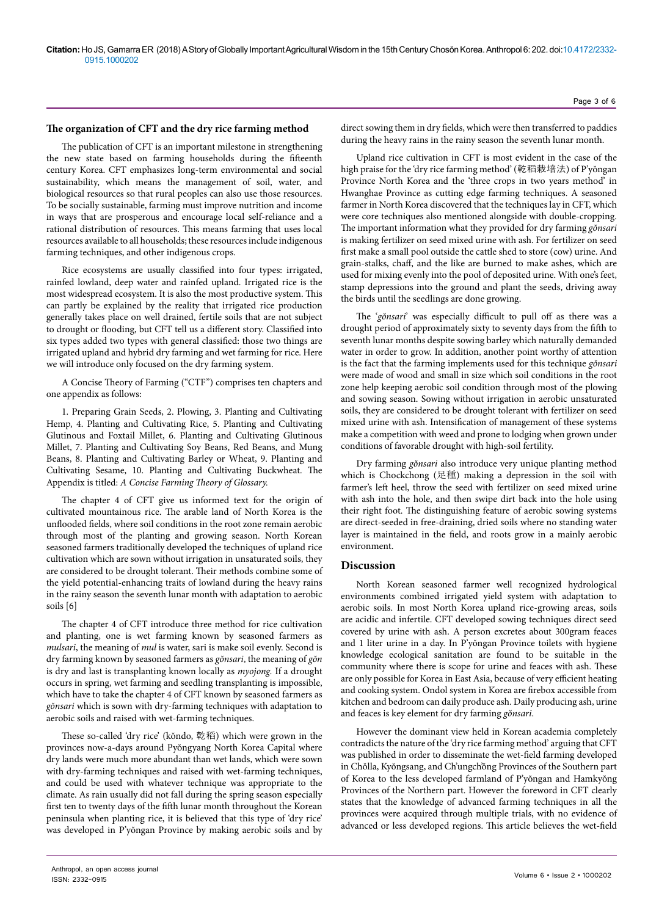### The organization of CFT and the dry rice farming method

The publication of CFT is an important milestone in strengthening the new state based on farming households during the fifteenth century Korea. CFT emphasizes long-term environmental and social sustainability, which means the management of soil, water, and biological resources so that rural peoples can also use those resources. To be socially sustainable, farming must improve nutrition and income in ways that are prosperous and encourage local self-reliance and a rational distribution of resources. This means farming that uses local resources available to all households; these resources include indigenous farming techniques, and other indigenous crops.

Rice ecosystems are usually classified into four types: irrigated, rainfed lowland, deep water and rainfed upland. Irrigated rice is the most widespread ecosystem. It is also the most productive system. This can partly be explained by the reality that irrigated rice production generally takes place on well drained, fertile soils that are not subject to drought or flooding, but CFT tell us a different story. Classified into six types added two types with general classified: those two things are irrigated upland and hybrid dry farming and wet farming for rice. Here we will introduce only focused on the dry farming system.

A Concise Theory of Farming ("CTF") comprises ten chapters and one appendix as follows:

1. Preparing Grain Seeds, 2. Plowing, 3. Planting and Cultivating Hemp, 4. Planting and Cultivating Rice, 5. Planting and Cultivating Glutinous and Foxtail Millet, 6. Planting and Cultivating Glutinous Millet, 7. Planting and Cultivating Soy Beans, Red Beans, and Mung Beans, 8. Planting and Cultivating Barley or Wheat, 9. Planting and Cultivating Sesame, 10. Planting and Cultivating Buckwheat. The Appendix is titled: *A Concise Farming Theory of Glossary.*

The chapter 4 of CFT give us informed text for the origin of cultivated mountainous rice. The arable land of North Korea is the unflooded fields, where soil conditions in the root zone remain aerobic through most of the planting and growing season. North Korean seasoned farmers traditionally developed the techniques of upland rice cultivation which are sown without irrigation in unsaturated soils, they are considered to be drought tolerant. Their methods combine some of the yield potential-enhancing traits of lowland during the heavy rains in the rainy season the seventh lunar month with adaptation to aerobic soils [6]

The chapter 4 of CFT introduce three method for rice cultivation and planting, one is wet farming known by seasoned farmers as *mulsari*, the meaning of *mul* is water, sari is make soil evenly. Second is dry farming known by seasoned farmers as *gŏnsari*, the meaning of *gŏn* is dry and last is transplanting known locally as *myojong.* If a drought occurs in spring, wet farming and seedling transplanting is impossible, which have to take the chapter 4 of CFT known by seasoned farmers as *gŏnsari* which is sown with dry-farming techniques with adaptation to aerobic soils and raised with wet-farming techniques.

These so-called 'dry rice' (kŏndo, 乾稻) which were grown in the provinces now-a-days around Pyŏngyang North Korea Capital where dry lands were much more abundant than wet lands, which were sown with dry-farming techniques and raised with wet-farming techniques, and could be used with whatever technique was appropriate to the climate. As rain usually did not fall during the spring season especially first ten to twenty days of the fifth lunar month throughout the Korean peninsula when planting rice, it is believed that this type of 'dry rice' was developed in P'yŏngan Province by making aerobic soils and by direct sowing them in dry fields, which were then transferred to paddies during the heavy rains in the rainy season the seventh lunar month.

Upland rice cultivation in CFT is most evident in the case of the high praise for the 'dry rice farming method' (乾稻栽培法) of P'yŏngan Province North Korea and the 'three crops in two years method' in Hwanghae Province as cutting edge farming techniques. A seasoned farmer in North Korea discovered that the techniques lay in CFT, which were core techniques also mentioned alongside with double-cropping. The important information what they provided for dry farming *gŏnsari* is making fertilizer on seed mixed urine with ash. For fertilizer on seed first make a small pool outside the cattle shed to store (cow) urine. And grain-stalks, chaff, and the like are burned to make ashes, which are used for mixing evenly into the pool of deposited urine. With one's feet, stamp depressions into the ground and plant the seeds, driving away the birds until the seedlings are done growing.

The '*gŏnsari*' was especially difficult to pull off as there was a drought period of approximately sixty to seventy days from the fifth to seventh lunar months despite sowing barley which naturally demanded water in order to grow. In addition, another point worthy of attention is the fact that the farming implements used for this technique *gŏnsari* were made of wood and small in size which soil conditions in the root zone help keeping aerobic soil condition through most of the plowing and sowing season. Sowing without irrigation in aerobic unsaturated soils, they are considered to be drought tolerant with fertilizer on seed mixed urine with ash. Intensification of management of these systems make a competition with weed and prone to lodging when grown under conditions of favorable drought with high-soil fertility.

Dry farming *gŏnsari* also introduce very unique planting method which is Chockchong (足種) making a depression in the soil with farmer's left heel, throw the seed with fertilizer on seed mixed urine with ash into the hole, and then swipe dirt back into the hole using their right foot. The distinguishing feature of aerobic sowing systems are direct-seeded in free-draining, dried soils where no standing water layer is maintained in the field, and roots grow in a mainly aerobic environment.

## Discussion

North Korean seasoned farmer well recognized hydrological environments combined irrigated yield system with adaptation to aerobic soils. In most North Korea upland rice-growing areas, soils are acidic and infertile. CFT developed sowing techniques direct seed covered by urine with ash. A person excretes about 300gram feaces and 1 liter urine in a day. In P'yŏngan Province toilets with hygiene knowledge ecological sanitation are found to be suitable in the community where there is scope for urine and feaces with ash. These are only possible for Korea in East Asia, because of very efficient heating and cooking system. Ondol system in Korea are firebox accessible from kitchen and bedroom can daily produce ash. Daily producing ash, urine and feaces is key element for dry farming *gŏnsari*.

However the dominant view held in Korean academia completely contradicts the nature of the 'dry rice farming method' arguing that CFT was published in order to disseminate the wet-field farming developed in Chŏlla, Kyŏngsang, and Ch'ungchŏng Provinces of the Southern part of Korea to the less developed farmland of P'yŏngan and Hamkyŏng Provinces of the Northern part. However the foreword in CFT clearly states that the knowledge of advanced farming techniques in all the provinces were acquired through multiple trials, with no evidence of advanced or less developed regions. This article believes the wet-field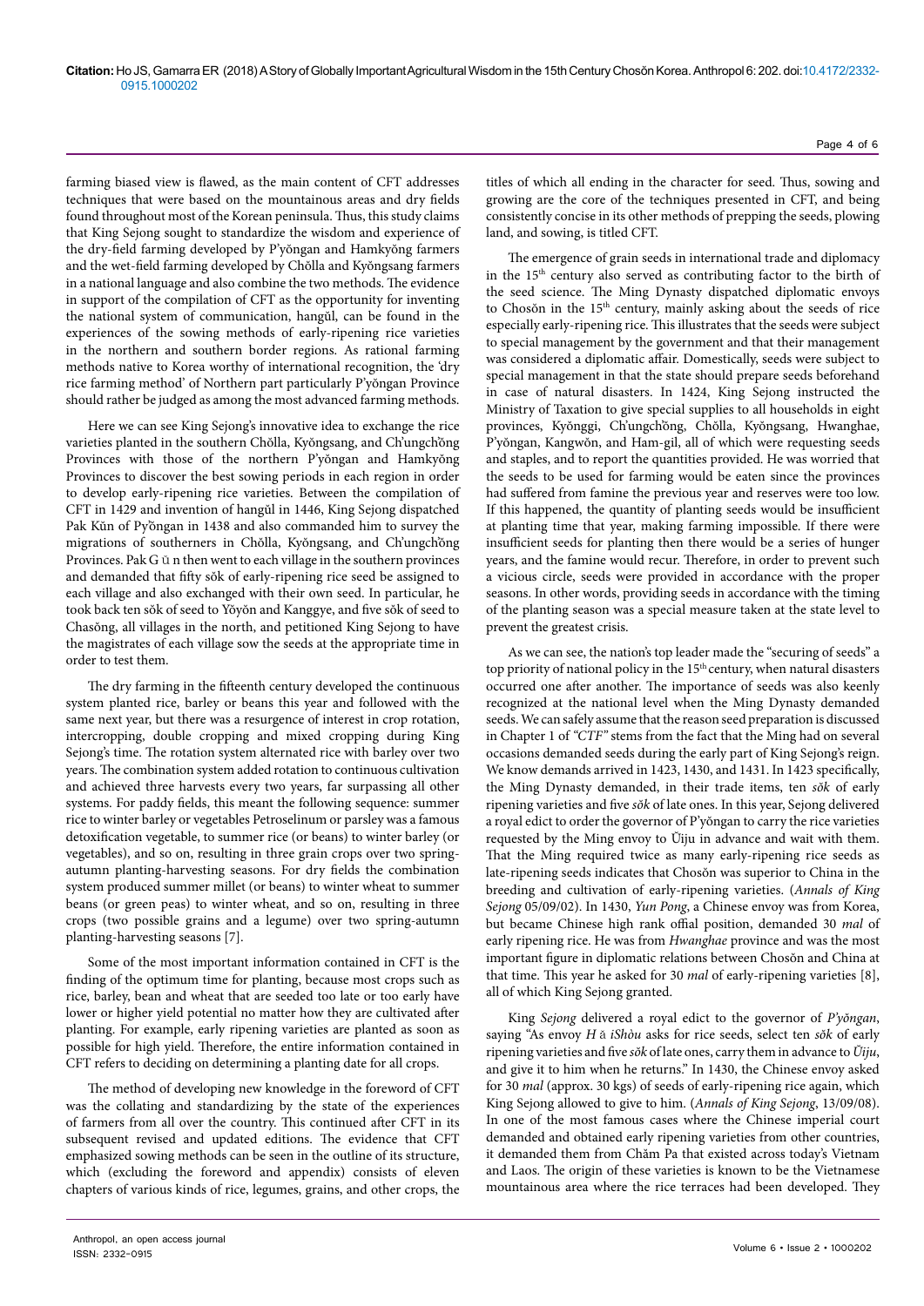farming biased view is flawed, as the main content of CFT addresses techniques that were based on the mountainous areas and dry fields found throughout most of the Korean peninsula. Thus, this study claims that King Sejong sought to standardize the wisdom and experience of the dry-field farming developed by P'yŏngan and Hamkyŏng farmers and the wet-field farming developed by Chŏlla and Kyŏngsang farmers in a national language and also combine the two methods. The evidence in support of the compilation of CFT as the opportunity for inventing the national system of communication, hangŭl, can be found in the experiences of the sowing methods of early-ripening rice varieties in the northern and southern border regions. As rational farming methods native to Korea worthy of international recognition, the 'dry rice farming method' of Northern part particularly P'yŏngan Province should rather be judged as among the most advanced farming methods.

Here we can see King Sejong's innovative idea to exchange the rice varieties planted in the southern Chŏlla, Kyŏngsang, and Ch'ungch'ŏng Provinces with those of the northern P'yŏngan and Hamkyŏng Provinces to discover the best sowing periods in each region in order to develop early-ripening rice varieties. Between the compilation of CFT in 1429 and invention of hangŭl in 1446, King Sejong dispatched Pak Kŭn of Pyŏngan in 1438 and also commanded him to survey the migrations of southerners in Chŏlla, Kyŏngsang, and Ch'ungch'ŏng Provinces. Pak G ŭ n then went to each village in the southern provinces and demanded that fifty sŏk of early-ripening rice seed be assigned to each village and also exchanged with their own seed. In particular, he took back ten sŏk of seed to Yŏyŏn and Kanggye, and five sŏk of seed to Chasŏng, all villages in the north, and petitioned King Sejong to have the magistrates of each village sow the seeds at the appropriate time in order to test them.

The dry farming in the fifteenth century developed the continuous system planted rice, barley or beans this year and followed with the same next year, but there was a resurgence of interest in crop rotation, intercropping, double cropping and mixed cropping during King Sejong's time. The rotation system alternated rice with barley over two years. The combination system added rotation to continuous cultivation and achieved three harvests every two years, far surpassing all other systems. For paddy fields, this meant the following sequence: summer rice to winter barley or vegetables Petroselinum or parsley was a famous detoxification vegetable, to summer rice (or beans) to winter barley (or vegetables), and so on, resulting in three grain crops over two spring-autumn planting-harvesting seasons. For dry fields the combination system produced summer millet (or beans) to winter wheat to summer beans (or green peas) to winter wheat, and so on, resulting in three crops (two possible grains and a legume) over two spring-autumn planting-harvesting seasons [7].

Some of the most important information contained in CFT is the finding of the optimum time for planting, because most crops such as rice, barley, bean and wheat that are seeded too late or too early have lower or higher yield potential no matter how they are cultivated after planting. For example, early ripening varieties are planted as soon as possible for high yield. Therefore, the entire information contained in CFT refers to deciding on determining a planting date for all crops.

The method of developing new knowledge in the foreword of CFT was the collating and standardizing by the state of the experiences of farmers from all over the country. This continued after CFT in its subsequent revised and updated editions. The evidence that CFT emphasized sowing methods can be seen in the outline of its structure, which (excluding the foreword and appendix) consists of eleven chapters of various kinds of rice, legumes, grains, and other crops, the titles of which all ending in the character for seed. Thus, sowing and growing are the core of the techniques presented in CFT, and being consistently concise in its other methods of prepping the seeds, plowing land, and sowing, is titled CFT.

The emergence of grain seeds in international trade and diplomacy in the 15th century also served as contributing factor to the birth of the seed science. The Ming Dynasty dispatched diplomatic envoys to Chosŏn in the 15th century, mainly asking about the seeds of rice especially early-ripening rice. This illustrates that the seeds were subject to special management by the government and that their management was considered a diplomatic affair. Domestically, seeds were subject to special management in that the state should prepare seeds beforehand in case of natural disasters. In 1424, King Sejong instructed the Ministry of Taxation to give special supplies to all households in eight provinces, Kyŏnggi, Ch'ungch'ŏng, Chŏlla, Kyŏngsang, Hwanghae, P'yŏngan, Kangwŏn, and Ham-gil, all of which were requesting seeds and staples, and to report the quantities provided. He was worried that the seeds to be used for farming would be eaten since the provinces had suffered from famine the previous year and reserves were too low. If this happened, the quantity of planting seeds would be insufficient at planting time that year, making farming impossible. If there were insufficient seeds for planting then there would be a series of hunger years, and the famine would recur. Therefore, in order to prevent such a vicious circle, seeds were provided in accordance with the proper seasons. In other words, providing seeds in accordance with the timing of the planting season was a special measure taken at the state level to prevent the greatest crisis.

As we can see, the nation's top leader made the "securing of seeds" a top priority of national policy in the 15th century, when natural disasters occurred one after another. The importance of seeds was also keenly recognized at the national level when the Ming Dynasty demanded seeds. We can safely assume that the reason seed preparation is discussed in Chapter 1 of *"CTF"* stems from the fact that the Ming had on several occasions demanded seeds during the early part of King Sejong's reign. We know demands arrived in 1423, 1430, and 1431. In 1423 specifically, the Ming Dynasty demanded, in their trade items, ten *sŏk* of early ripening varieties and five *sŏk* of late ones. In this year, Sejong delivered a royal edict to order the governor of P'yŏngan to carry the rice varieties requested by the Ming envoy to Ŭiju in advance and wait with them. That the Ming required twice as many early-ripening rice seeds as late-ripening seeds indicates that Chosŏn was superior to China in the breeding and cultivation of early-ripening varieties. (*Annals of King Sejong* 05/09/02). In 1430, *Yun Pong*, a Chinese envoy was from Korea, but became Chinese high rank offial position, demanded 30 *mal* of early ripening rice. He was from *Hwanghae* province and was the most important figure in diplomatic relations between Chosŏn and China at that time. This year he asked for 30 *mal* of early-ripening varieties [8], all of which King Sejong granted.

King *Sejong* delivered a royal edict to the governor of *P'yŏngan*, saying "As envoy *H ǎ iShòu* asks for rice seeds, select ten *sŏk* of early ripening varieties and five *sŏk* of late ones, carry them in advance to *Ŭiju*, and give it to him when he returns." In 1430, the Chinese envoy asked for 30 *mal* (approx. 30 kgs) of seeds of early-ripening rice again, which King Sejong allowed to give to him. (*Annals of King Sejong*, 13/09/08). In one of the most famous cases where the Chinese imperial court demanded and obtained early ripening varieties from other countries, it demanded them from Chăm Pa that existed across today's Vietnam and Laos. The origin of these varieties is known to be the Vietnamese mountainous area where the rice terraces had been developed. They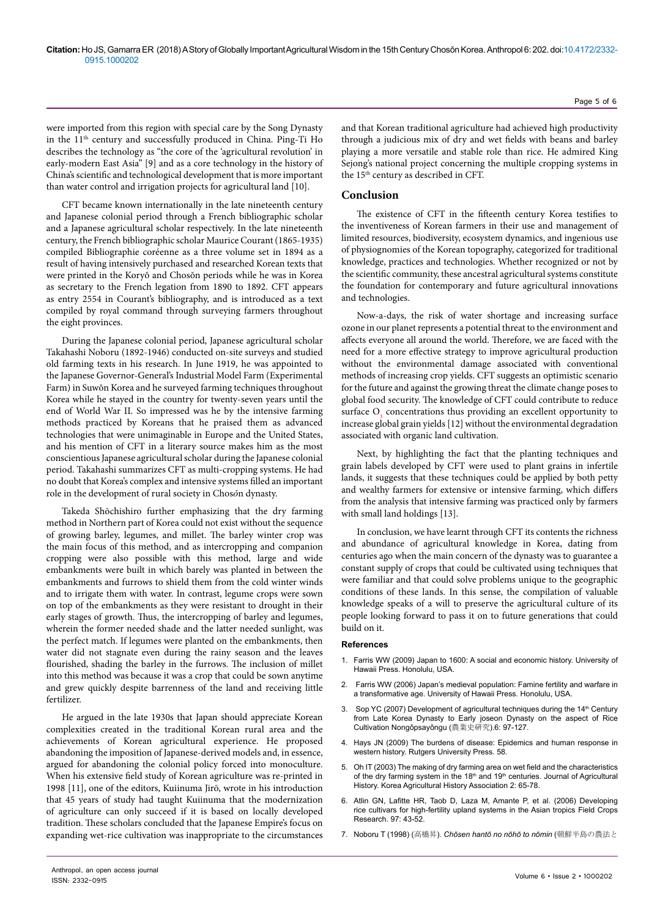were imported from this region with special care by the Song Dynasty in the 11th century and successfully produced in China. Ping-Ti Ho describes the technology as "the core of the 'agricultural revolution' in early-modern East Asia" [9] and as a core technology in the history of China's scientific and technological development that is more important than water control and irrigation projects for agricultural land [10].

CFT became known internationally in the late nineteenth century and Japanese colonial period through a French bibliographic scholar and a Japanese agricultural scholar respectively. In the late nineteenth century, the French bibliographic scholar Maurice Courant (1865-1935) compiled Bibliographie coréenne as a three volume set in 1894 as a result of having intensively purchased and researched Korean texts that were printed in the Koryŏ and Chosŏn periods while he was in Korea as secretary to the French legation from 1890 to 1892. CFT appears as entry 2554 in Courant's bibliography, and is introduced as a text compiled by royal command through surveying farmers throughout the eight provinces.

During the Japanese colonial period, Japanese agricultural scholar Takahashi Noboru (1892-1946) conducted on-site surveys and studied old farming texts in his research. In June 1919, he was appointed to the Japanese Governor-General's Industrial Model Farm (Experimental Farm) in Suwŏn Korea and he surveyed farming techniques throughout Korea while he stayed in the country for twenty-seven years until the end of World War II. So impressed was he by the intensive farming methods practiced by Koreans that he praised them as advanced technologies that were unimaginable in Europe and the United States, and his mention of CFT in a literary source makes him as the most conscientious Japanese agricultural scholar during the Japanese colonial period. Takahashi summarizes CFT as multi-cropping systems. He had no doubt that Korea's complex and intensive systems filled an important role in the development of rural society in Chosŏn dynasty.

Takeda Shōchishiro further emphasizing that the dry farming method in Northern part of Korea could not exist without the sequence of growing barley, legumes, and millet. The barley winter crop was the main focus of this method, and as intercropping and companion cropping were also possible with this method, large and wide embankments were built in which barely was planted in between the embankments and furrows to shield them from the cold winter winds and to irrigate them with water. In contrast, legume crops were sown on top of the embankments as they were resistant to drought in their early stages of growth. Thus, the intercropping of barley and legumes, wherein the former needed shade and the latter needed sunlight, was the perfect match. If legumes were planted on the embankments, then water did not stagnate even during the rainy season and the leaves flourished, shading the barley in the furrows. The inclusion of millet into this method was because it was a crop that could be sown anytime and grew quickly despite barrenness of the land and receiving little fertilizer.

He argued in the late 1930s that Japan should appreciate Korean complexities created in the traditional Korean rural area and the achievements of Korean agricultural experience. He proposed abandoning the imposition of Japanese-derived models and, in essence, argued for abandoning the colonial policy forced into monoculture. When his extensive field study of Korean agriculture was re-printed in 1998 [11], one of the editors, Kuiinuma Jirō, wrote in his introduction that 45 years of study had taught Kuiinuma that the modernization of agriculture can only succeed if it is based on locally developed tradition. These scholars concluded that the Japanese Empire's focus on expanding wet-rice cultivation was inappropriate to the circumstances and that Korean traditional agriculture had achieved high productivity through a judicious mix of dry and wet fields with beans and barley playing a more versatile and stable role than rice. He admired King Sejong's national project concerning the multiple cropping systems in the 15th century as described in CFT.

## Conclusion

The existence of CFT in the fifteenth century Korea testifies to the inventiveness of Korean farmers in their use and management of limited resources, biodiversity, ecosystem dynamics, and ingenious use of physiognomies of the Korean topography, categorized for traditional knowledge, practices and technologies. Whether recognized or not by the scientific community, these ancestral agricultural systems constitute the foundation for contemporary and future agricultural innovations and technologies.

Now-a-days, the risk of water shortage and increasing surface ozone in our planet represents a potential threat to the environment and affects everyone all around the world. Therefore, we are faced with the need for a more effective strategy to improve agricultural production without the environmental damage associated with conventional methods of increasing crop yields. CFT suggests an optimistic scenario for the future and against the growing threat the climate change poses to global food security. The knowledge of CFT could contribute to reduce surface $O_3$ concentrations thus providing an excellent opportunity to increase global grain yields [12] without the environmental degradation associated with organic land cultivation.

Next, by highlighting the fact that the planting techniques and grain labels developed by CFT were used to plant grains in infertile lands, it suggests that these techniques could be applied by both petty and wealthy farmers for extensive or intensive farming, which differs from the analysis that intensive farming was practiced only by farmers with small land holdings [13].

In conclusion, we have learnt through CFT its contents the richness and abundance of agricultural knowledge in Korea, dating from centuries ago when the main concern of the dynasty was to guarantee a constant supply of crops that could be cultivated using techniques that were familiar and that could solve problems unique to the geographic conditions of these lands. In this sense, the compilation of valuable knowledge speaks of a will to preserve the agricultural culture of its people looking forward to pass it on to future generations that could build on it.

### References

1. Farris WW (2009) Japan to 1600: A social and economic history. University of Hawaii Press. Honolulu, USA.
2. Farris WW (2006) Japan's medieval population: Famine fertility and warfare in a transformative age. University of Hawaii Press. Honolulu, USA.
3. Sop YC (2007) Development of agricultural techniques during the 14th Century from Late Korea Dynasty to Early joseon Dynasty on the aspect of Rice Cultivation Nongŏpsayŏngu (農業史研究).6: 97-127.
4. Hays JN (2009) The burdens of disease: Epidemics and human response in western history. Rutgers University Press. 58.
5. Oh IT (2003) The making of dry farming area on wet field and the characteristics of the dry farming system in the 18th and 19th centuries. Journal of Agricultural History. Korea Agricultural History Association 2: 65-78.
6. Atlin GN, Lafitte HR, Taob D, Laza M, Amante P, et al. (2006) Developing rice cultivars for high-fertility upland systems in the Asian tropics Field Crops Research. 97: 43-52.
7. Noboru T (1998) (高橋昇). *Chōsen hantō no nōhō to nōmin* (朝鮮半島の農法と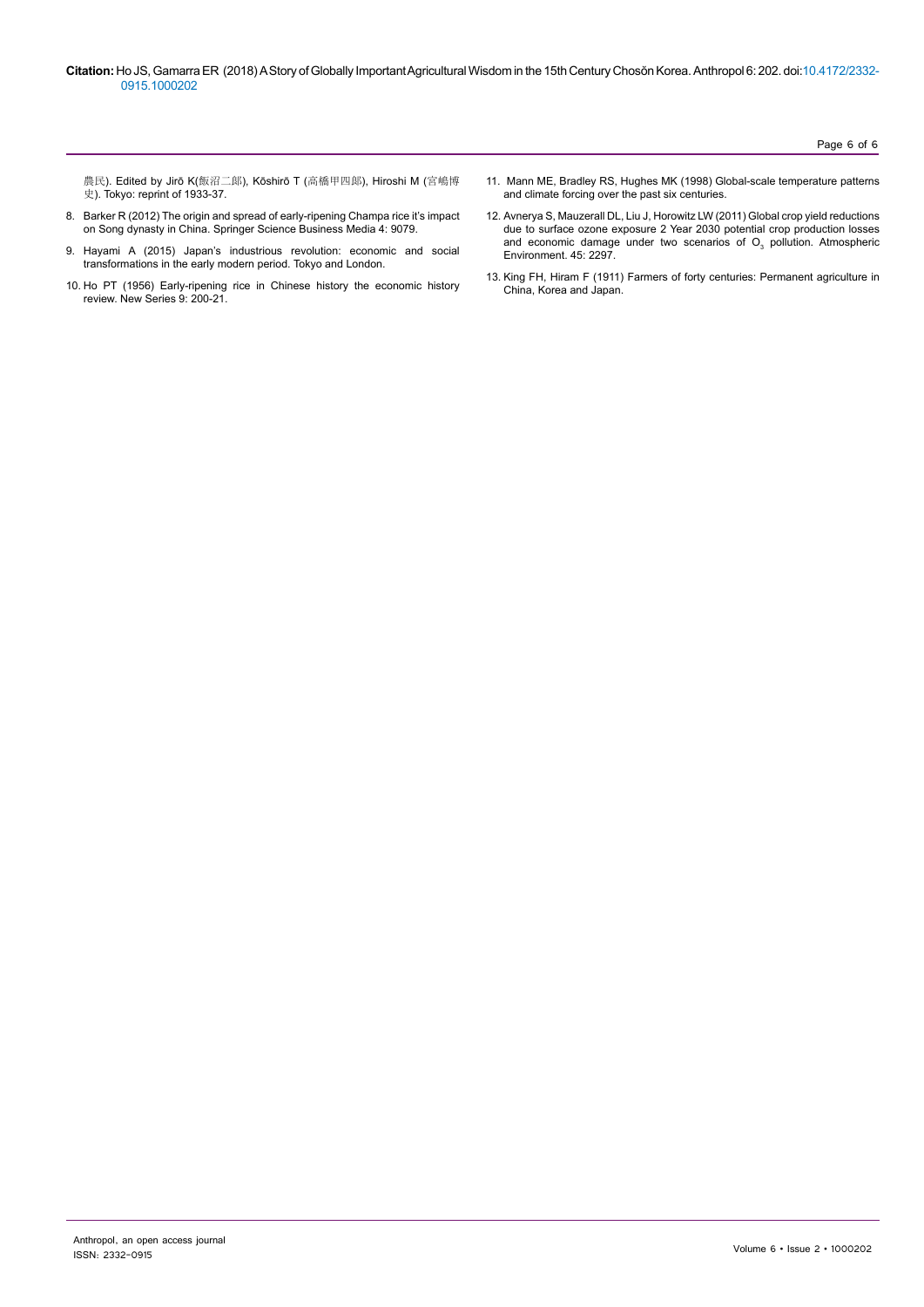農民). Edited by Jirō K(飯沼二郎), Kōshirō T (高橋甲四郎), Hiroshi M (宮嶋博史). Tokyo: reprint of 1933-37.

8. Barker R (2012) The origin and spread of early-ripening Champa rice it's impact on Song dynasty in China. Springer Science Business Media 4: 9079.
9. Hayami A (2015) Japan's industrious revolution: economic and social transformations in the early modern period. Tokyo and London.
10. Ho PT (1956) Early-ripening rice in Chinese history the economic history review. New Series 9: 200-21.
11. Mann ME, Bradley RS, Hughes MK (1998) Global-scale temperature patterns and climate forcing over the past six centuries.
12. Avnerya S, Mauzerall DL, Liu J, Horowitz LW (2011) Global crop yield reductions due to surface ozone exposure 2 Year 2030 potential crop production losses and economic damage under two scenarios of $O_3$ pollution. Atmospheric Environment. 45: 2297.
13. King FH, Hiram F (1911) Farmers of forty centuries: Permanent agriculture in China, Korea and Japan.